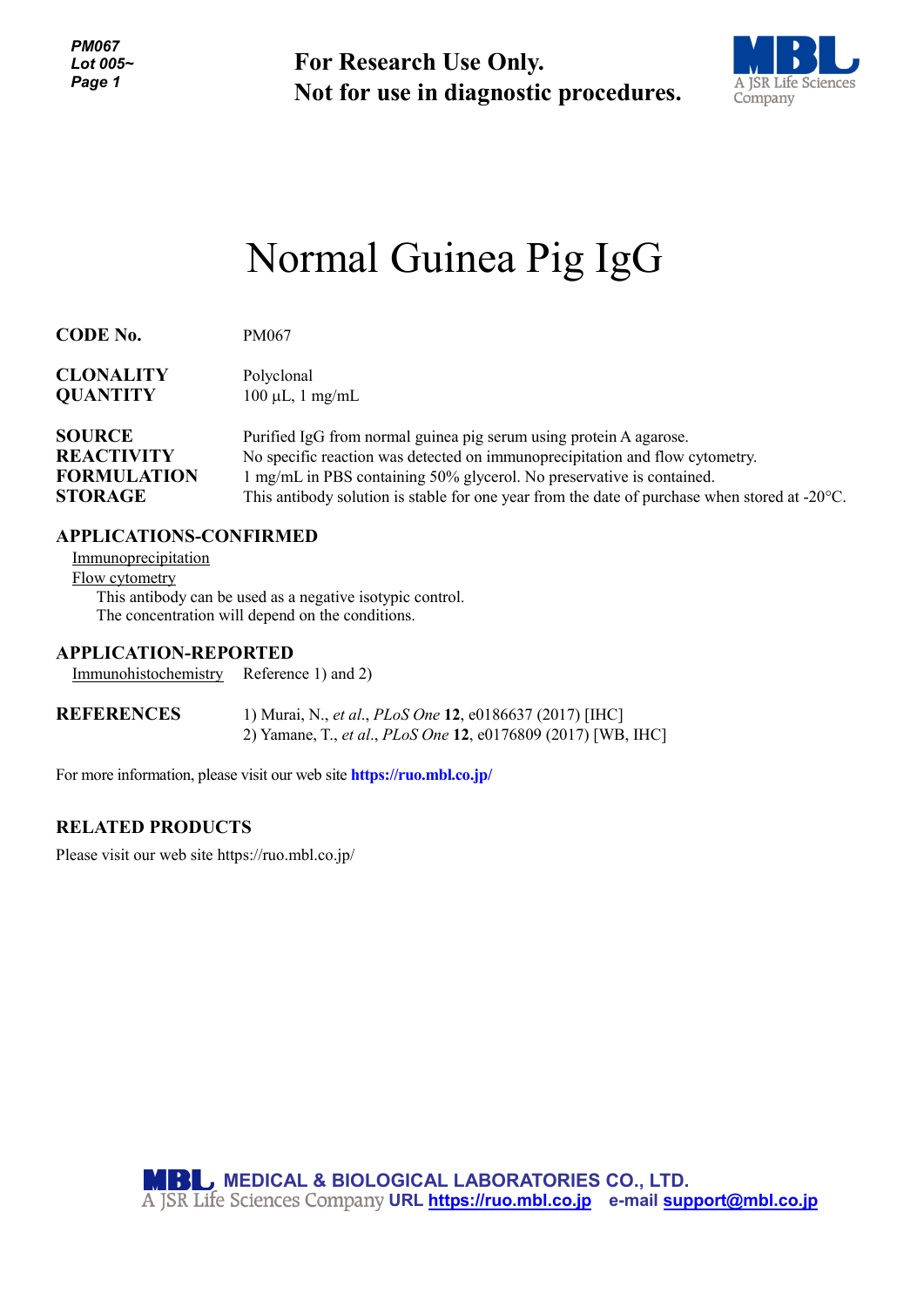**For Research Use Only.**
**Not for use in diagnostic procedures.**

# Normal Guinea Pig IgG

**CODE No.** PM067

**CLONALITY** Polyclonal
**QUANTITY** 100 µL, 1 mg/mL

**SOURCE** Purified IgG from normal guinea pig serum using protein A agarose.
**REACTIVITY** No specific reaction was detected on immunoprecipitation and flow cytometry.
**FORMULATION** 1 mg/mL in PBS containing 50% glycerol. No preservative is contained.
**STORAGE** This antibody solution is stable for one year from the date of purchase when stored at -20°C.

## APPLICATIONS-CONFIRMED

Immunoprecipitation
Flow cytometry
This antibody can be used as a negative isotypic control.
The concentration will depend on the conditions.

## APPLICATION-REPORTED

Immunohistochemistry Reference 1) and 2)

## REFERENCES

1) Murai, N., *et al.*, *PLoS One* **12**, e0186637 (2017) [IHC]
2) Yamane, T., *et al.*, *PLoS One* **12**, e0176809 (2017) [WB, IHC]

For more information, please visit our web site **https://ruo.mbl.co.jp/**

## RELATED PRODUCTS

Please visit our web site https://ruo.mbl.co.jp/

**MEDICAL & BIOLOGICAL LABORATORIES CO., LTD.**
A JSR Life Sciences Company **URL https://ruo.mbl.co.jp** **e-mail support@mbl.co.jp**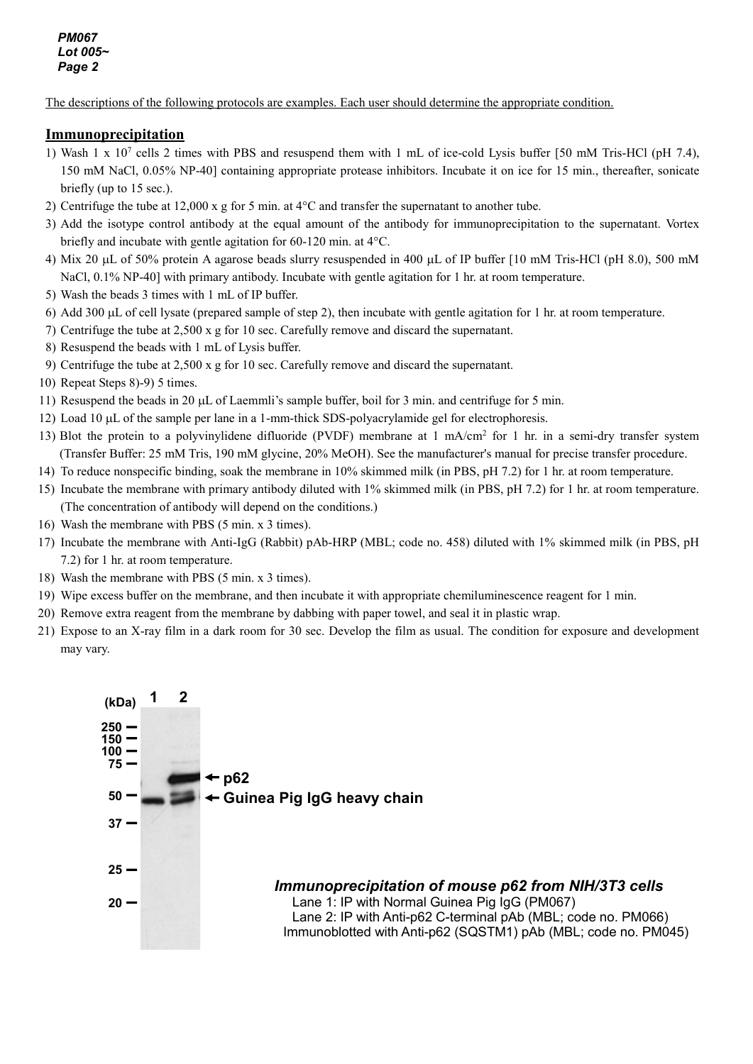The descriptions of the following protocols are examples. Each user should determine the appropriate condition.

## Immunoprecipitation

1) Wash 1 x $10^7$ cells 2 times with PBS and resuspend them with 1 mL of ice-cold Lysis buffer [50 mM Tris-HCl (pH 7.4), 150 mM NaCl, 0.05% NP-40] containing appropriate protease inhibitors. Incubate it on ice for 15 min., thereafter, sonicate briefly (up to 15 sec.).
2) Centrifuge the tube at 12,000 x g for 5 min. at 4°C and transfer the supernatant to another tube.
3) Add the isotype control antibody at the equal amount of the antibody for immunoprecipitation to the supernatant. Vortex briefly and incubate with gentle agitation for 60-120 min. at 4°C.
4) Mix 20 μL of 50% protein A agarose beads slurry resuspended in 400 μL of IP buffer [10 mM Tris-HCl (pH 8.0), 500 mM NaCl, 0.1% NP-40] with primary antibody. Incubate with gentle agitation for 1 hr. at room temperature.
5) Wash the beads 3 times with 1 mL of IP buffer.
6) Add 300 μL of cell lysate (prepared sample of step 2), then incubate with gentle agitation for 1 hr. at room temperature.
7) Centrifuge the tube at 2,500 x g for 10 sec. Carefully remove and discard the supernatant.
8) Resuspend the beads with 1 mL of Lysis buffer.
9) Centrifuge the tube at 2,500 x g for 10 sec. Carefully remove and discard the supernatant.
10) Repeat Steps 8)-9) 5 times.
11) Resuspend the beads in 20 μL of Laemmli's sample buffer, boil for 3 min. and centrifuge for 5 min.
12) Load 10 μL of the sample per lane in a 1-mm-thick SDS-polyacrylamide gel for electrophoresis.
13) Blot the protein to a polyvinylidene difluoride (PVDF) membrane at 1 mA/$cm^2$ for 1 hr. in a semi-dry transfer system (Transfer Buffer: 25 mM Tris, 190 mM glycine, 20% MeOH). See the manufacturer's manual for precise transfer procedure.
14) To reduce nonspecific binding, soak the membrane in 10% skimmed milk (in PBS, pH 7.2) for 1 hr. at room temperature.
15) Incubate the membrane with primary antibody diluted with 1% skimmed milk (in PBS, pH 7.2) for 1 hr. at room temperature. (The concentration of antibody will depend on the conditions.)
16) Wash the membrane with PBS (5 min. x 3 times).
17) Incubate the membrane with Anti-IgG (Rabbit) pAb-HRP (MBL; code no. 458) diluted with 1% skimmed milk (in PBS, pH 7.2) for 1 hr. at room temperature.
18) Wash the membrane with PBS (5 min. x 3 times).
19) Wipe excess buffer on the membrane, and then incubate it with appropriate chemiluminescence reagent for 1 min.
20) Remove extra reagent from the membrane by dabbing with paper towel, and seal it in plastic wrap.
21) Expose to an X-ray film in a dark room for 30 sec. Develop the film as usual. The condition for exposure and development may vary.

(kDa) 1 2 — 250, 150, 100, 75, 50, 37, 25, 20 — ← p62 — ← Guinea Pig IgG heavy chain

***Immunoprecipitation of mouse p62 from NIH/3T3 cells***

Lane 1: IP with Normal Guinea Pig IgG (PM067)
Lane 2: IP with Anti-p62 C-terminal pAb (MBL; code no. PM066)
Immunoblotted with Anti-p62 (SQSTM1) pAb (MBL; code no. PM045)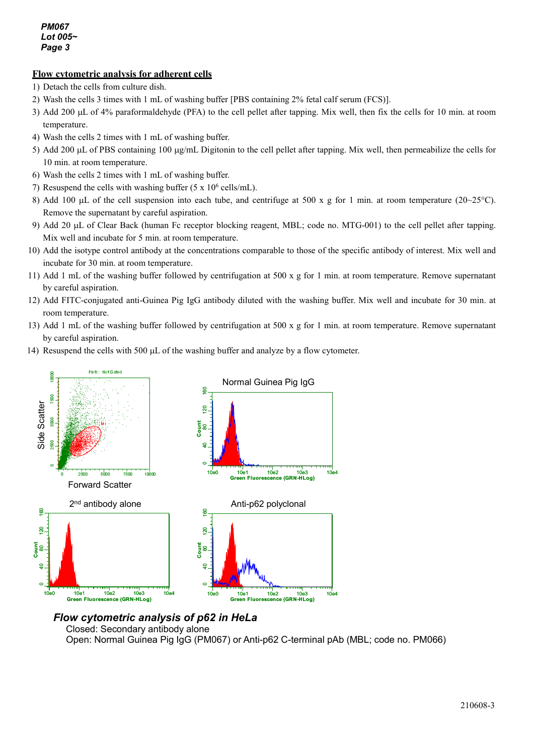## Flow cytometric analysis for adherent cells

1) Detach the cells from culture dish.
2) Wash the cells 3 times with 1 mL of washing buffer [PBS containing 2% fetal calf serum (FCS)].
3) Add 200 µL of 4% paraformaldehyde (PFA) to the cell pellet after tapping. Mix well, then fix the cells for 10 min. at room temperature.
4) Wash the cells 2 times with 1 mL of washing buffer.
5) Add 200 µL of PBS containing 100 µg/mL Digitonin to the cell pellet after tapping. Mix well, then permeabilize the cells for 10 min. at room temperature.
6) Wash the cells 2 times with 1 mL of washing buffer.
7) Resuspend the cells with washing buffer (5 x $10^6$ cells/mL).
8) Add 100 µL of the cell suspension into each tube, and centrifuge at 500 x g for 1 min. at room temperature (20~25°C). Remove the supernatant by careful aspiration.
9) Add 20 µL of Clear Back (human Fc receptor blocking reagent, MBL; code no. MTG-001) to the cell pellet after tapping. Mix well and incubate for 5 min. at room temperature.
10) Add the isotype control antibody at the concentrations comparable to those of the specific antibody of interest. Mix well and incubate for 30 min. at room temperature.
11) Add 1 mL of the washing buffer followed by centrifugation at 500 x g for 1 min. at room temperature. Remove supernatant by careful aspiration.
12) Add FITC-conjugated anti-Guinea Pig IgG antibody diluted with the washing buffer. Mix well and incubate for 30 min. at room temperature.
13) Add 1 mL of the washing buffer followed by centrifugation at 500 x g for 1 min. at room temperature. Remove supernatant by careful aspiration.
14) Resuspend the cells with 500 µL of the washing buffer and analyze by a flow cytometer.

Plot1: Not Gated
Side Scatter
Forward Scatter
R1
0 2500 5000 7500 10000

Normal Guinea Pig IgG

2nd antibody alone

Anti-p62 polyclonal

Count
0 40 80 120 160
10e0 10e1 10e2 10e3 10e4
Green Fluorescence (GRN-HLog)

***Flow cytometric analysis of p62 in HeLa***

Closed: Secondary antibody alone

Open: Normal Guinea Pig IgG (PM067) or Anti-p62 C-terminal pAb (MBL; code no. PM066)